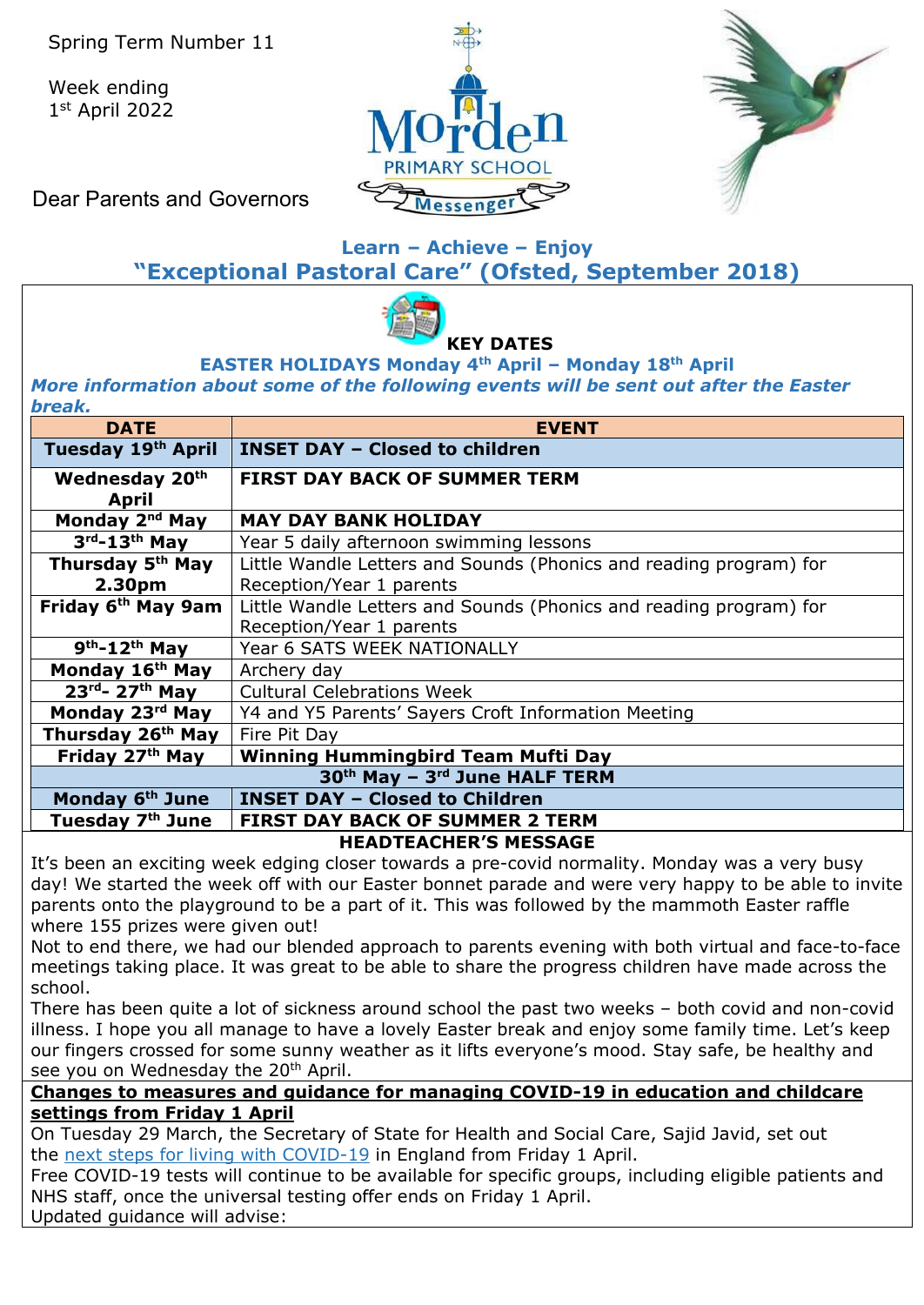Spring Term Number 11

Week ending
1st April 2022

Dear Parents and Governors

Morden PRIMARY SCHOOL Messenger

**Learn – Achieve – Enjoy**

## "Exceptional Pastoral Care" (Ofsted, September 2018)

### KEY DATES

**EASTER HOLIDAYS Monday 4th April – Monday 18th April**

***More information about some of the following events will be sent out after the Easter break.***

| DATE | EVENT |
|---|---|
| **Tuesday 19th April** | **INSET DAY – Closed to children** |
| **Wednesday 20th April** | **FIRST DAY BACK OF SUMMER TERM** |
| **Monday 2nd May** | **MAY DAY BANK HOLIDAY** |
| **3rd-13th May** | Year 5 daily afternoon swimming lessons |
| **Thursday 5th May 2.30pm** | Little Wandle Letters and Sounds (Phonics and reading program) for Reception/Year 1 parents |
| **Friday 6th May 9am** | Little Wandle Letters and Sounds (Phonics and reading program) for Reception/Year 1 parents |
| **9th-12th May** | Year 6 SATS WEEK NATIONALLY |
| **Monday 16th May** | Archery day |
| **23rd- 27th May** | Cultural Celebrations Week |
| **Monday 23rd May** | Y4 and Y5 Parents' Sayers Croft Information Meeting |
| **Thursday 26th May** | Fire Pit Day |
| **Friday 27th May** | **Winning Hummingbird Team Mufti Day** |
| **30th May – 3rd June HALF TERM** | |
| **Monday 6th June** | **INSET DAY – Closed to Children** |
| **Tuesday 7th June** | **FIRST DAY BACK OF SUMMER 2 TERM** |

### HEADTEACHER'S MESSAGE

It's been an exciting week edging closer towards a pre-covid normality. Monday was a very busy day! We started the week off with our Easter bonnet parade and were very happy to be able to invite parents onto the playground to be a part of it. This was followed by the mammoth Easter raffle where 155 prizes were given out!

Not to end there, we had our blended approach to parents evening with both virtual and face-to-face meetings taking place. It was great to be able to share the progress children have made across the school.

There has been quite a lot of sickness around school the past two weeks – both covid and non-covid illness. I hope you all manage to have a lovely Easter break and enjoy some family time. Let's keep our fingers crossed for some sunny weather as it lifts everyone's mood. Stay safe, be healthy and see you on Wednesday the 20th April.

**Changes to measures and guidance for managing COVID-19 in education and childcare settings from Friday 1 April**

On Tuesday 29 March, the Secretary of State for Health and Social Care, Sajid Javid, set out the next steps for living with COVID-19 in England from Friday 1 April.

Free COVID-19 tests will continue to be available for specific groups, including eligible patients and NHS staff, once the universal testing offer ends on Friday 1 April.

Updated guidance will advise: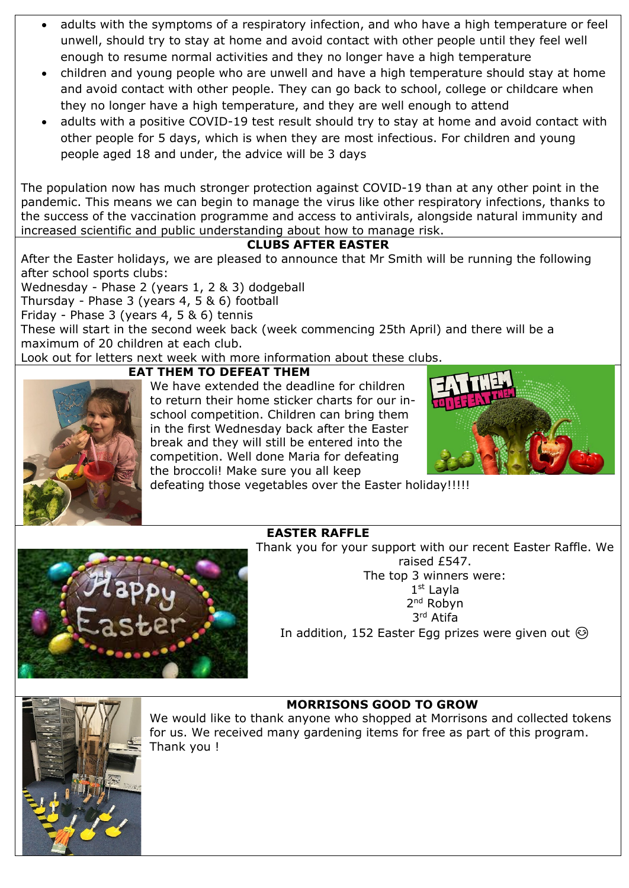- adults with the symptoms of a respiratory infection, and who have a high temperature or feel unwell, should try to stay at home and avoid contact with other people until they feel well enough to resume normal activities and they no longer have a high temperature
- children and young people who are unwell and have a high temperature should stay at home and avoid contact with other people. They can go back to school, college or childcare when they no longer have a high temperature, and they are well enough to attend
- adults with a positive COVID-19 test result should try to stay at home and avoid contact with other people for 5 days, which is when they are most infectious. For children and young people aged 18 and under, the advice will be 3 days

The population now has much stronger protection against COVID-19 than at any other point in the pandemic. This means we can begin to manage the virus like other respiratory infections, thanks to the success of the vaccination programme and access to antivirals, alongside natural immunity and increased scientific and public understanding about how to manage risk.

## CLUBS AFTER EASTER

After the Easter holidays, we are pleased to announce that Mr Smith will be running the following after school sports clubs:

Wednesday - Phase 2 (years 1, 2 & 3) dodgeball
Thursday - Phase 3 (years 4, 5 & 6) football
Friday - Phase 3 (years 4, 5 & 6) tennis

These will start in the second week back (week commencing 25th April) and there will be a maximum of 20 children at each club.

Look out for letters next week with more information about these clubs.

## EAT THEM TO DEFEAT THEM

We have extended the deadline for children to return their home sticker charts for our in-school competition. Children can bring them in the first Wednesday back after the Easter break and they will still be entered into the competition. Well done Maria for defeating the broccoli! Make sure you all keep defeating those vegetables over the Easter holiday!!!!!

## EASTER RAFFLE

Thank you for your support with our recent Easter Raffle. We raised £547.

The top 3 winners were:

1st Layla
2nd Robyn
3rd Atifa

In addition, 152 Easter Egg prizes were given out 😊

## MORRISONS GOOD TO GROW

We would like to thank anyone who shopped at Morrisons and collected tokens for us. We received many gardening items for free as part of this program. Thank you !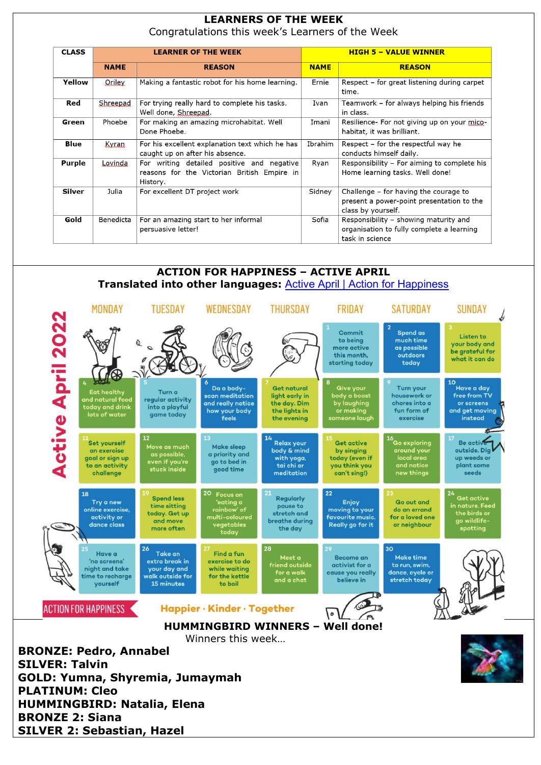## LEARNERS OF THE WEEK

Congratulations this week's Learners of the Week

| CLASS | LEARNER OF THE WEEK | | HIGH 5 – VALUE WINNER | |
|---|---|---|---|---|
| | NAME | REASON | NAME | REASON |
| Yellow | Oriley | Making a fantastic robot for his home learning. | Ernie | Respect – for great listening during carpet time. |
| Red | Shreepad | For trying really hard to complete his tasks. Well done, Shreepad. | Ivan | Teamwork – for always helping his friends in class. |
| Green | Phoebe | For making an amazing microhabitat. Well Done Phoebe. | Imani | Resilience- For not giving up on your mico-habitat, it was brilliant. |
| Blue | Kyran | For his excellent explanation text which he has caught up on after his absence. | Ibrahim | Respect – for the respectful way he conducts himself daily. |
| Purple | Lovinda | For writing detailed positive and negative reasons for the Victorian British Empire in History. | Ryan | Responsibility – For aiming to complete his Home learning tasks. Well done! |
| Silver | Julia | For excellent DT project work | Sidney | Challenge – for having the courage to present a power-point presentation to the class by yourself. |
| Gold | Benedicta | For an amazing start to her informal persuasive letter! | Sofia | Responsibility – showing maturity and organisation to fully complete a learning task in science |

## ACTION FOR HAPPINESS – ACTIVE APRIL

**Translated into other languages:** Active April | Action for Happiness

**Active April 2022**

| MONDAY | TUESDAY | WEDNESDAY | THURSDAY | FRIDAY | SATURDAY | SUNDAY |
|---|---|---|---|---|---|---|
| | | | | 1 Commit to being more active this month, starting today | 2 Spend as much time as possible outdoors today | 3 Listen to your body and be grateful for what it can do |
| 4 Eat healthy and natural food today and drink lots of water | 5 Turn a regular activity into a playful game today | 6 Do a body-scan meditation and really notice how your body feels | 7 Get natural light early in the day. Dim the lights in the evening | 8 Give your body a boost by laughing or making someone laugh | 9 Turn your housework or chores into a fun form of exercise | 10 Have a day free from TV or screens and get moving instead |
| 11 Set yourself an exercise goal or sign up to an activity challenge | 12 Move as much as possible, even if you're stuck inside | 13 Make sleep a priority and go to bed in good time | 14 Relax your body & mind with yoga, tai chi or meditation | 15 Get active by singing today (even if you think you can't sing!) | 16 Go exploring around your local area and notice new things | 17 Be active outside. Dig up weeds or plant some seeds |
| 18 Try a new online exercise, activity or dance class | 19 Spend less time sitting today. Get up and move more often | 20 Focus on 'eating a rainbow' of multi-coloured vegetables today | 21 Regularly pause to stretch and breathe during the day | 22 Enjoy moving to your favourite music. Really go for it | 23 Go out and do an errand for a loved one or neighbour | 24 Get active in nature. Feed the birds or go wildlife-spotting |
| 25 Have a 'no screens' night and take time to recharge yourself | 26 Take an extra break in your day and walk outside for 15 minutes | 27 Find a fun exercise to do while waiting for the kettle to boil | 28 Meet a friend outside for a walk and a chat | 29 Become an activist for a cause you really believe in | 30 Make time to run, swim, dance, cycle or stretch today | |

ACTION FOR HAPPINESS — Happier · Kinder · Together

## HUMMINGBIRD WINNERS – Well done!

Winners this week…

**BRONZE: Pedro, Annabel**
**SILVER: Talvin**
**GOLD: Yumna, Shyremia, Jumaymah**
**PLATINUM: Cleo**
**HUMMINGBIRD: Natalia, Elena**
**BRONZE 2: Siana**
**SILVER 2: Sebastian, Hazel**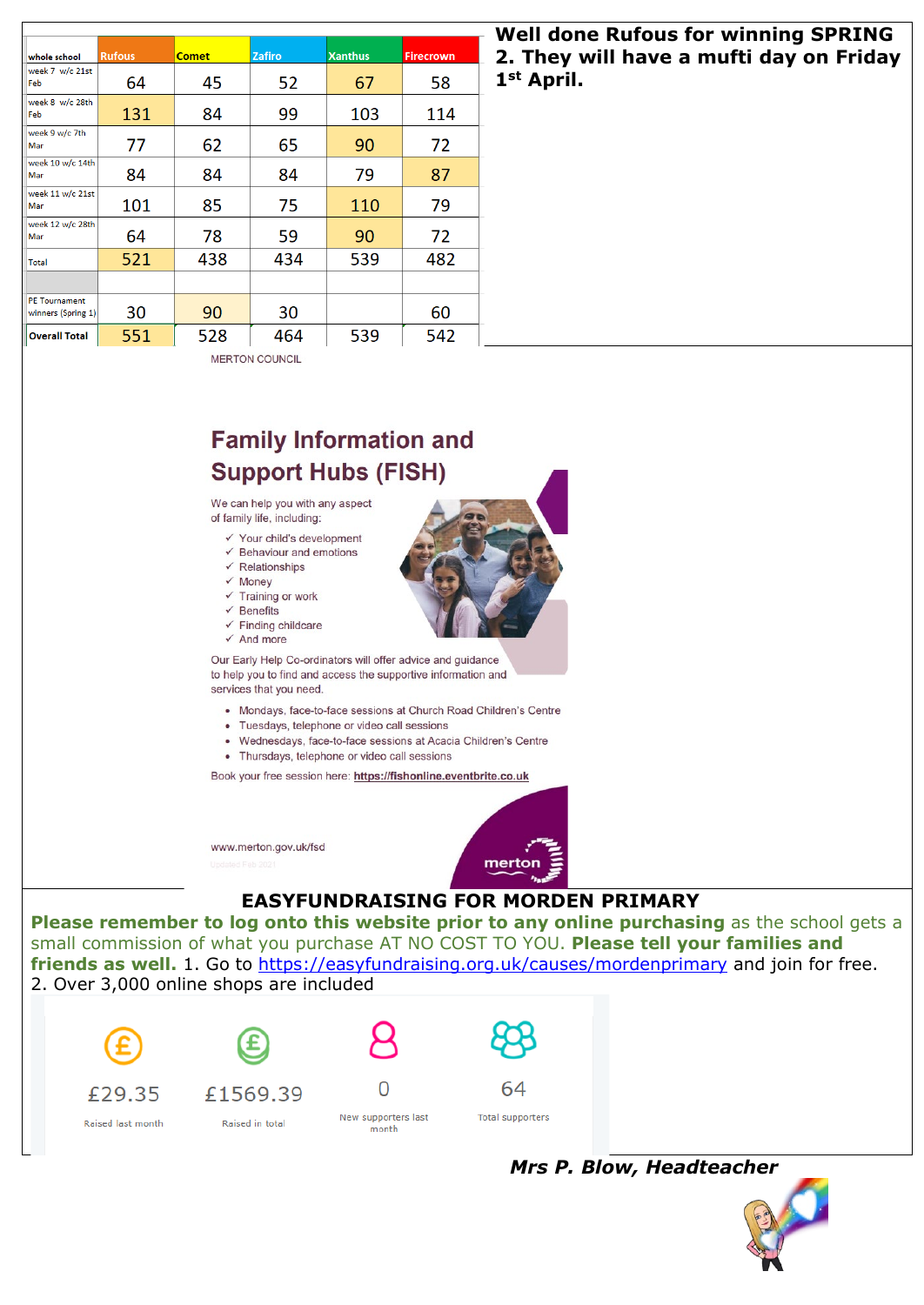| whole school | Rufous | Comet | Zafiro | Xanthus | Firecrown |
| --- | --- | --- | --- | --- | --- |
| week 7 w/c 21st Feb | 64 | 45 | 52 | 67 | 58 |
| week 8 w/c 28th Feb | 131 | 84 | 99 | 103 | 114 |
| week 9 w/c 7th Mar | 77 | 62 | 65 | 90 | 72 |
| week 10 w/c 14th Mar | 84 | 84 | 84 | 79 | 87 |
| week 11 w/c 21st Mar | 101 | 85 | 75 | 110 | 79 |
| week 12 w/c 28th Mar | 64 | 78 | 59 | 90 | 72 |
| Total | 521 | 438 | 434 | 539 | 482 |
| | | | | | |
| PE Tournament winners (Spring 1) | 30 | 90 | 30 | | 60 |
| **Overall Total** | 551 | 528 | 464 | 539 | 542 |

**Well done Rufous for winning SPRING 2. They will have a mufti day on Friday 1st April.**

MERTON COUNCIL

## Family Information and Support Hubs (FISH)

We can help you with any aspect of family life, including:

- ✓ Your child's development
- ✓ Behaviour and emotions
- ✓ Relationships
- ✓ Money
- ✓ Training or work
- ✓ Benefits
- ✓ Finding childcare
- ✓ And more

Our Early Help Co-ordinators will offer advice and guidance to help you to find and access the supportive information and services that you need.

- Mondays, face-to-face sessions at Church Road Children's Centre
- Tuesdays, telephone or video call sessions
- Wednesdays, face-to-face sessions at Acacia Children's Centre
- Thursdays, telephone or video call sessions

Book your free session here: **https://fishonline.eventbrite.co.uk**

www.merton.gov.uk/fsd

Updated Feb 2021

merton

## EASYFUNDRAISING FOR MORDEN PRIMARY

**Please remember to log onto this website prior to any online purchasing** as the school gets a small commission of what you purchase AT NO COST TO YOU. **Please tell your families and friends as well.** 1. Go to https://easyfundraising.org.uk/causes/mordenprimary and join for free.
2. Over 3,000 online shops are included

£29.35
Raised last month

£1569.39
Raised in total

0
New supporters last month

64
Total supporters

***Mrs P. Blow, Headteacher***